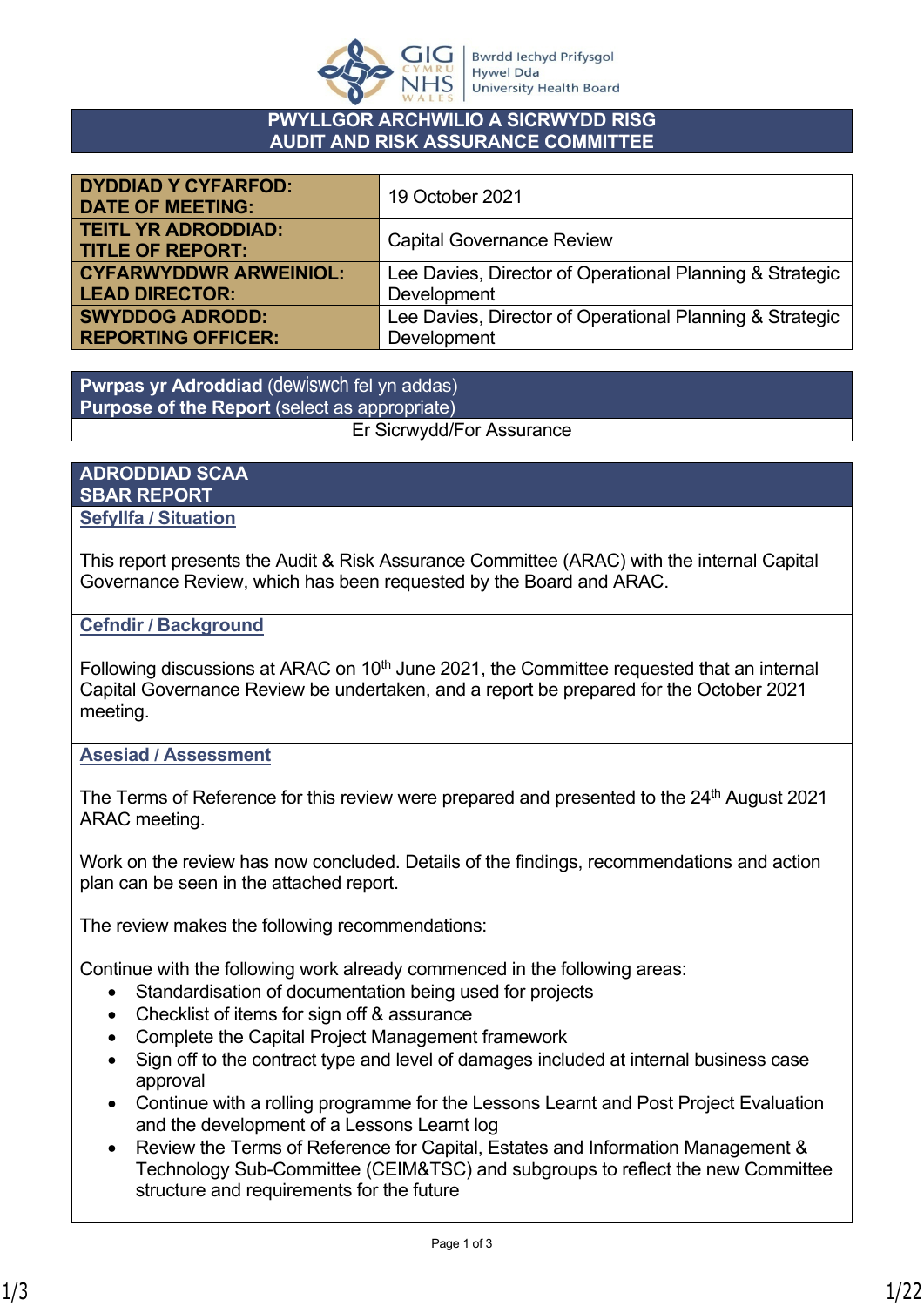# PWYLLGOR ARCHWILIO A SICRWYDD RISG
# AUDIT AND RISK ASSURANCE COMMITTEE

| | |
|---|---|
| **DYDDIAD Y CYFARFOD: DATE OF MEETING:** | 19 October 2021 |
| **TEITL YR ADRODDIAD: TITLE OF REPORT:** | Capital Governance Review |
| **CYFARWYDDWR ARWEINIOL: LEAD DIRECTOR:** | Lee Davies, Director of Operational Planning & Strategic Development |
| **SWYDDOG ADRODD: REPORTING OFFICER:** | Lee Davies, Director of Operational Planning & Strategic Development |

| **Pwrpas yr Adroddiad** (dewiswch fel yn addas) **Purpose of the Report** (select as appropriate) |
|---|
| Er Sicrwydd/For Assurance |

## ADRODDIAD SCAA SBAR REPORT

### Sefyllfa / Situation

This report presents the Audit & Risk Assurance Committee (ARAC) with the internal Capital Governance Review, which has been requested by the Board and ARAC.

### Cefndir / Background

Following discussions at ARAC on 10th June 2021, the Committee requested that an internal Capital Governance Review be undertaken, and a report be prepared for the October 2021 meeting.

### Asesiad / Assessment

The Terms of Reference for this review were prepared and presented to the 24th August 2021 ARAC meeting.

Work on the review has now concluded. Details of the findings, recommendations and action plan can be seen in the attached report.

The review makes the following recommendations:

Continue with the following work already commenced in the following areas:

- Standardisation of documentation being used for projects
- Checklist of items for sign off & assurance
- Complete the Capital Project Management framework
- Sign off to the contract type and level of damages included at internal business case approval
- Continue with a rolling programme for the Lessons Learnt and Post Project Evaluation and the development of a Lessons Learnt log
- Review the Terms of Reference for Capital, Estates and Information Management & Technology Sub-Committee (CEIM&TSC) and subgroups to reflect the new Committee structure and requirements for the future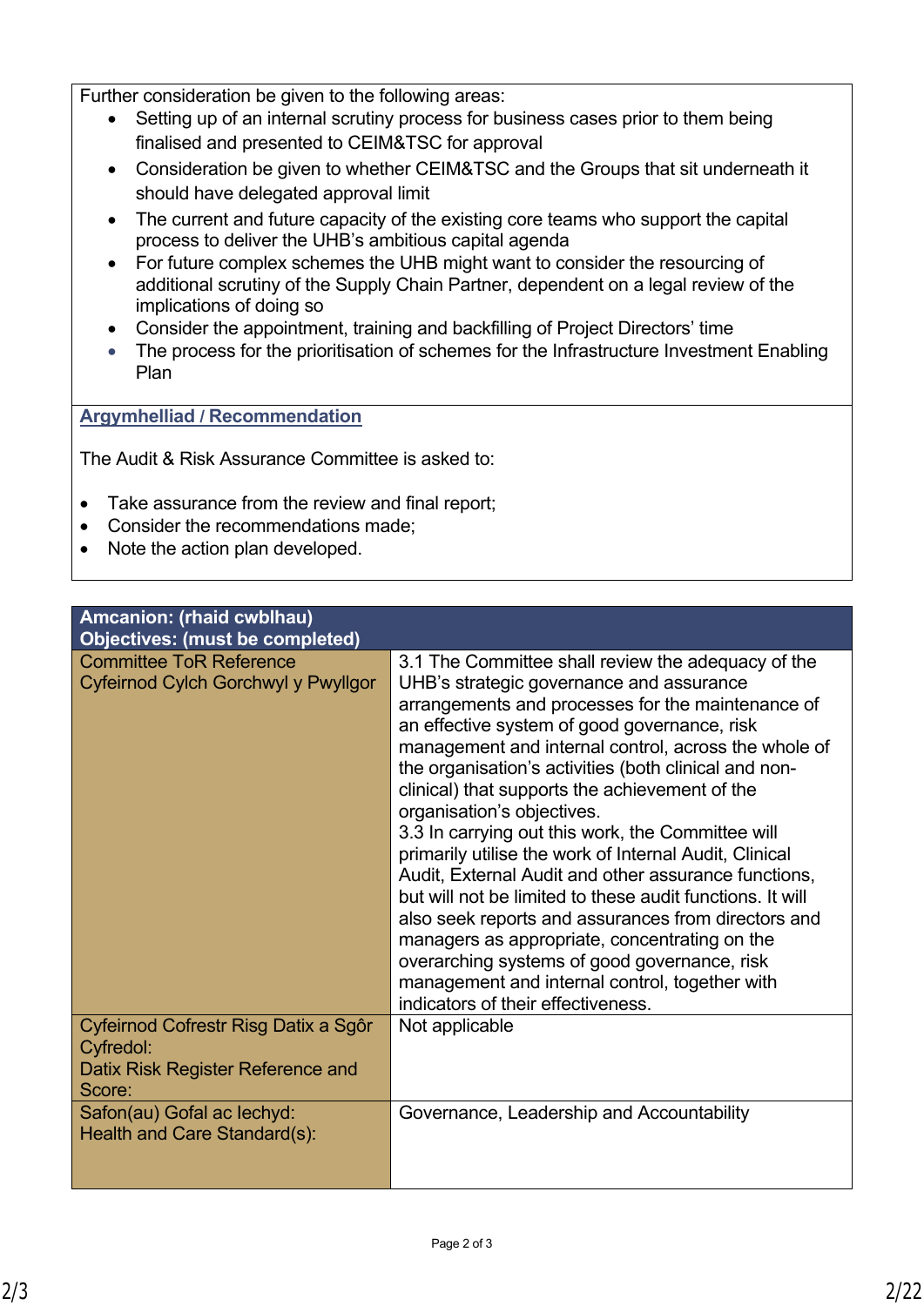Further consideration be given to the following areas:

- Setting up of an internal scrutiny process for business cases prior to them being finalised and presented to CEIM&TSC for approval
- Consideration be given to whether CEIM&TSC and the Groups that sit underneath it should have delegated approval limit
- The current and future capacity of the existing core teams who support the capital process to deliver the UHB's ambitious capital agenda
- For future complex schemes the UHB might want to consider the resourcing of additional scrutiny of the Supply Chain Partner, dependent on a legal review of the implications of doing so
- Consider the appointment, training and backfilling of Project Directors' time
- The process for the prioritisation of schemes for the Infrastructure Investment Enabling Plan

**Argymhelliad / Recommendation**

The Audit & Risk Assurance Committee is asked to:

- Take assurance from the review and final report;
- Consider the recommendations made;
- Note the action plan developed.

| **Amcanion: (rhaid cwblhau)**<br>**Objectives: (must be completed)** | |
|---|---|
| Committee ToR Reference<br>Cyfeirnod Cylch Gorchwyl y Pwyllgor | 3.1 The Committee shall review the adequacy of the UHB's strategic governance and assurance arrangements and processes for the maintenance of an effective system of good governance, risk management and internal control, across the whole of the organisation's activities (both clinical and non-clinical) that supports the achievement of the organisation's objectives.<br>3.3 In carrying out this work, the Committee will primarily utilise the work of Internal Audit, Clinical Audit, External Audit and other assurance functions, but will not be limited to these audit functions. It will also seek reports and assurances from directors and managers as appropriate, concentrating on the overarching systems of good governance, risk management and internal control, together with indicators of their effectiveness. |
| Cyfeirnod Cofrestr Risg Datix a Sgôr Cyfredol:<br>Datix Risk Register Reference and Score: | Not applicable |
| Safon(au) Gofal ac Iechyd:<br>Health and Care Standard(s): | Governance, Leadership and Accountability |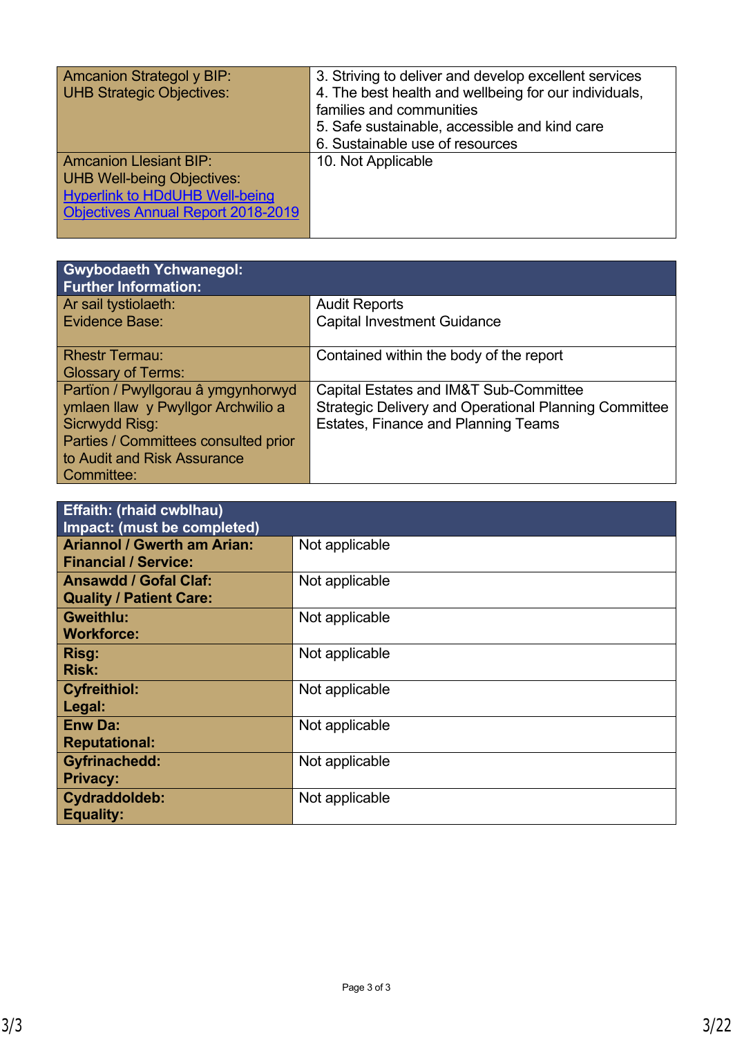| Amcanion Strategol y BIP:<br>UHB Strategic Objectives: | 3. Striving to deliver and develop excellent services<br>4. The best health and wellbeing for our individuals, families and communities<br>5. Safe sustainable, accessible and kind care<br>6. Sustainable use of resources |
|---|---|
| Amcanion Llesiant BIP:<br>UHB Well-being Objectives:<br>[Hyperlink to HDdUHB Well-being Objectives Annual Report 2018-2019] | 10. Not Applicable |

| Gwybodaeth Ychwanegol:<br>Further Information: | |
|---|---|
| Ar sail tystiolaeth:<br>Evidence Base: | Audit Reports<br>Capital Investment Guidance |
| Rhestr Termau:<br>Glossary of Terms: | Contained within the body of the report |
| Partïon / Pwyllgorau â ymgynhorwyd ymlaen llaw y Pwyllgor Archwilio a Sicrwydd Risg:<br>Parties / Committees consulted prior to Audit and Risk Assurance Committee: | Capital Estates and IM&T Sub-Committee<br>Strategic Delivery and Operational Planning Committee<br>Estates, Finance and Planning Teams |

| Effaith: (rhaid cwblhau)<br>Impact: (must be completed) | |
|---|---|
| **Ariannol / Gwerth am Arian:<br>Financial / Service:** | Not applicable |
| **Ansawdd / Gofal Claf:<br>Quality / Patient Care:** | Not applicable |
| **Gweithlu:<br>Workforce:** | Not applicable |
| **Risg:<br>Risk:** | Not applicable |
| **Cyfreithiol:<br>Legal:** | Not applicable |
| **Enw Da:<br>Reputational:** | Not applicable |
| **Gyfrinachedd:<br>Privacy:** | Not applicable |
| **Cydraddoldeb:<br>Equality:** | Not applicable |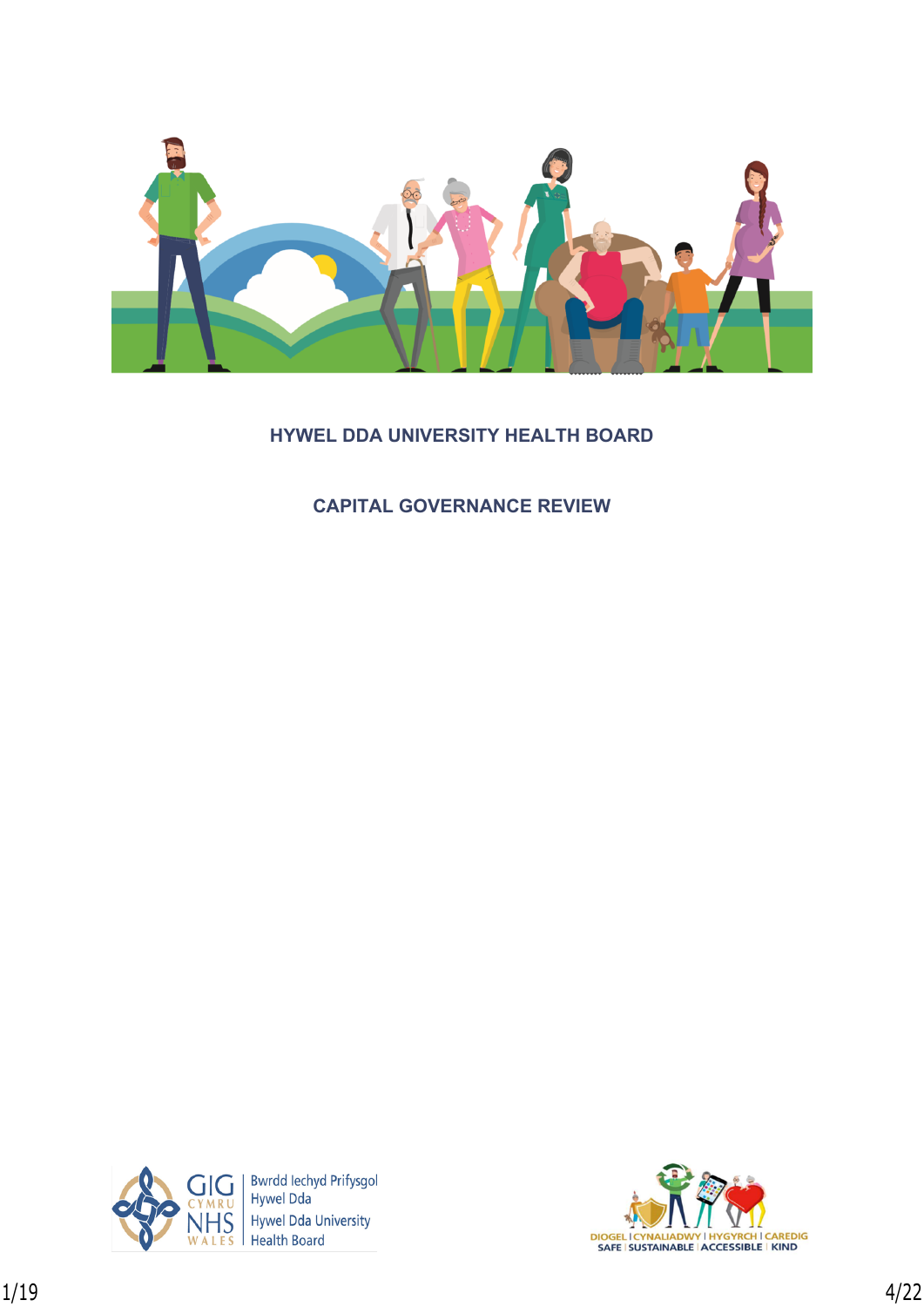# HYWEL DDA UNIVERSITY HEALTH BOARD

## CAPITAL GOVERNANCE REVIEW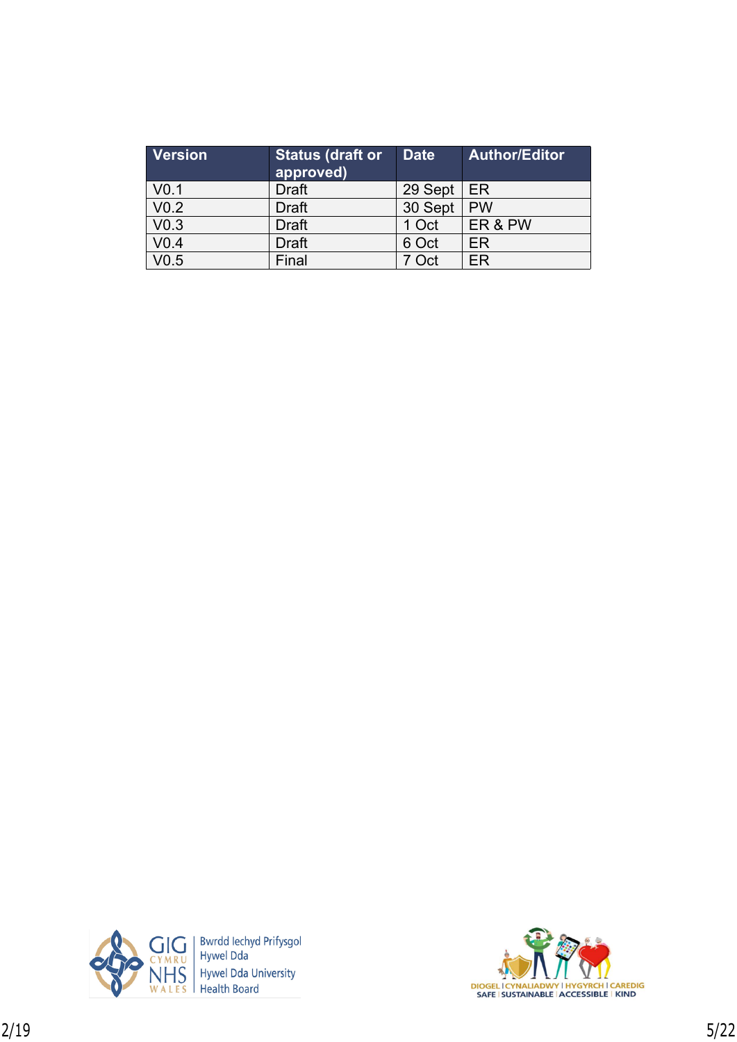| Version | Status (draft or approved) | Date | Author/Editor |
|---|---|---|---|
| V0.1 | Draft | 29 Sept | ER |
| V0.2 | Draft | 30 Sept | PW |
| V0.3 | Draft | 1 Oct | ER & PW |
| V0.4 | Draft | 6 Oct | ER |
| V0.5 | Final | 7 Oct | ER |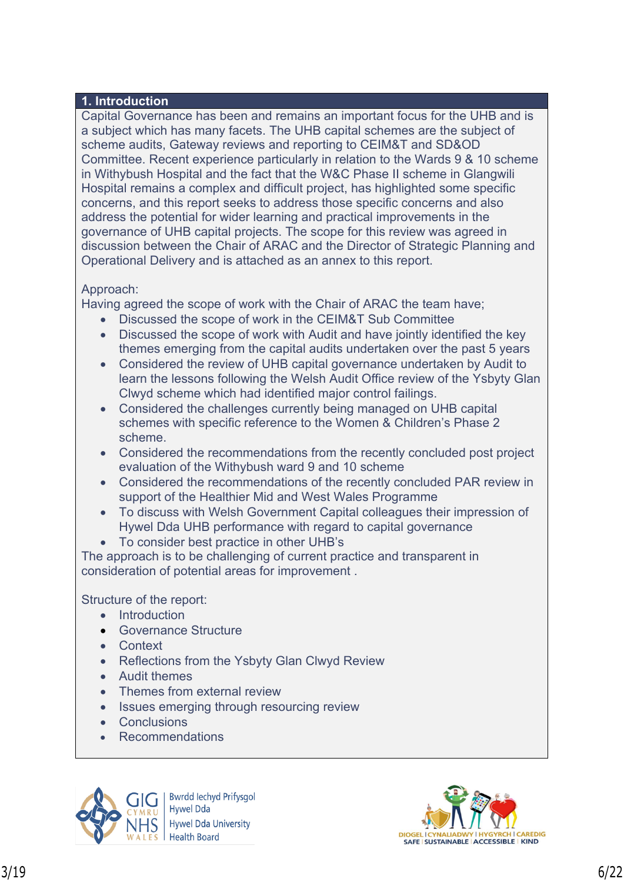## 1. Introduction

Capital Governance has been and remains an important focus for the UHB and is a subject which has many facets. The UHB capital schemes are the subject of scheme audits, Gateway reviews and reporting to CEIM&T and SD&OD Committee. Recent experience particularly in relation to the Wards 9 & 10 scheme in Withybush Hospital and the fact that the W&C Phase II scheme in Glangwili Hospital remains a complex and difficult project, has highlighted some specific concerns, and this report seeks to address those specific concerns and also address the potential for wider learning and practical improvements in the governance of UHB capital projects. The scope for this review was agreed in discussion between the Chair of ARAC and the Director of Strategic Planning and Operational Delivery and is attached as an annex to this report.

Approach:
Having agreed the scope of work with the Chair of ARAC the team have;

- Discussed the scope of work in the CEIM&T Sub Committee
- Discussed the scope of work with Audit and have jointly identified the key themes emerging from the capital audits undertaken over the past 5 years
- Considered the review of UHB capital governance undertaken by Audit to learn the lessons following the Welsh Audit Office review of the Ysbyty Glan Clwyd scheme which had identified major control failings.
- Considered the challenges currently being managed on UHB capital schemes with specific reference to the Women & Children's Phase 2 scheme.
- Considered the recommendations from the recently concluded post project evaluation of the Withybush ward 9 and 10 scheme
- Considered the recommendations of the recently concluded PAR review in support of the Healthier Mid and West Wales Programme
- To discuss with Welsh Government Capital colleagues their impression of Hywel Dda UHB performance with regard to capital governance
- To consider best practice in other UHB's

The approach is to be challenging of current practice and transparent in consideration of potential areas for improvement .

Structure of the report:

- Introduction
- Governance Structure
- Context
- Reflections from the Ysbyty Glan Clwyd Review
- Audit themes
- Themes from external review
- Issues emerging through resourcing review
- Conclusions
- Recommendations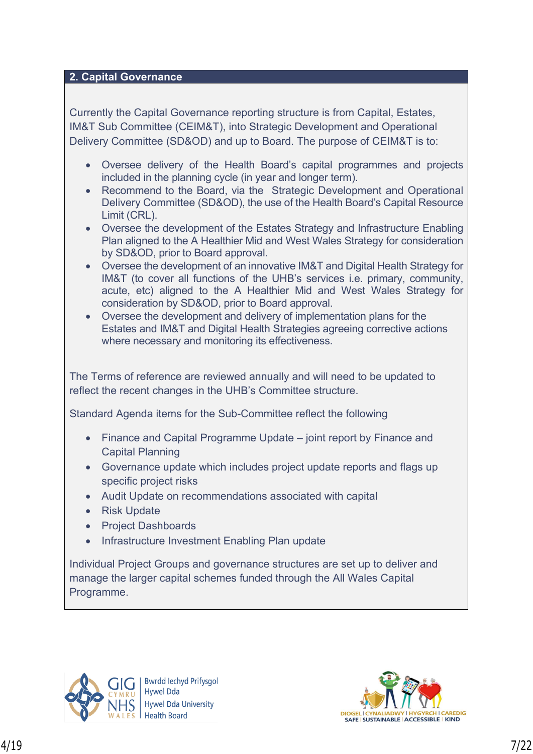## 2. Capital Governance

Currently the Capital Governance reporting structure is from Capital, Estates, IM&T Sub Committee (CEIM&T), into Strategic Development and Operational Delivery Committee (SD&OD) and up to Board. The purpose of CEIM&T is to:

- Oversee delivery of the Health Board's capital programmes and projects included in the planning cycle (in year and longer term).
- Recommend to the Board, via the Strategic Development and Operational Delivery Committee (SD&OD), the use of the Health Board's Capital Resource Limit (CRL).
- Oversee the development of the Estates Strategy and Infrastructure Enabling Plan aligned to the A Healthier Mid and West Wales Strategy for consideration by SD&OD, prior to Board approval.
- Oversee the development of an innovative IM&T and Digital Health Strategy for IM&T (to cover all functions of the UHB's services i.e. primary, community, acute, etc) aligned to the A Healthier Mid and West Wales Strategy for consideration by SD&OD, prior to Board approval.
- Oversee the development and delivery of implementation plans for the Estates and IM&T and Digital Health Strategies agreeing corrective actions where necessary and monitoring its effectiveness.

The Terms of reference are reviewed annually and will need to be updated to reflect the recent changes in the UHB's Committee structure.

Standard Agenda items for the Sub-Committee reflect the following

- Finance and Capital Programme Update – joint report by Finance and Capital Planning
- Governance update which includes project update reports and flags up specific project risks
- Audit Update on recommendations associated with capital
- Risk Update
- Project Dashboards
- Infrastructure Investment Enabling Plan update

Individual Project Groups and governance structures are set up to deliver and manage the larger capital schemes funded through the All Wales Capital Programme.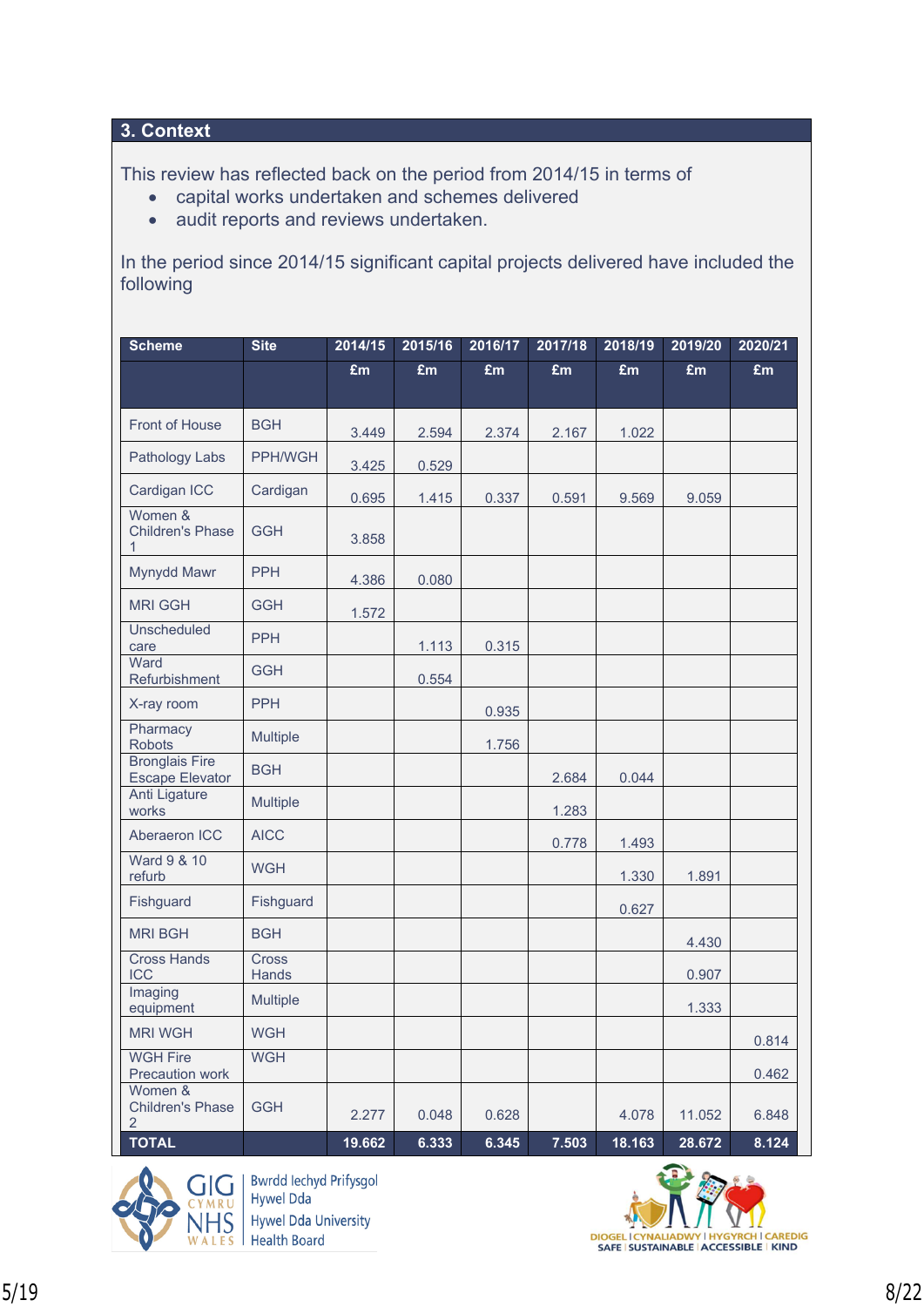## 3. Context

This review has reflected back on the period from 2014/15 in terms of

- capital works undertaken and schemes delivered
- audit reports and reviews undertaken.

In the period since 2014/15 significant capital projects delivered have included the following

| Scheme | Site | 2014/15 £m | 2015/16 £m | 2016/17 £m | 2017/18 £m | 2018/19 £m | 2019/20 £m | 2020/21 £m |
|---|---|---|---|---|---|---|---|---|
| Front of House | BGH | 3.449 | 2.594 | 2.374 | 2.167 | 1.022 | | |
| Pathology Labs | PPH/WGH | 3.425 | 0.529 | | | | | |
| Cardigan ICC | Cardigan | 0.695 | 1.415 | 0.337 | 0.591 | 9.569 | 9.059 | |
| Women & Children's Phase 1 | GGH | 3.858 | | | | | | |
| Mynydd Mawr | PPH | 4.386 | 0.080 | | | | | |
| MRI GGH | GGH | 1.572 | | | | | | |
| Unscheduled care | PPH | | 1.113 | 0.315 | | | | |
| Ward Refurbishment | GGH | | 0.554 | | | | | |
| X-ray room | PPH | | | 0.935 | | | | |
| Pharmacy Robots | Multiple | | | 1.756 | | | | |
| Bronglais Fire Escape Elevator | BGH | | | | 2.684 | 0.044 | | |
| Anti Ligature works | Multiple | | | | 1.283 | | | |
| Aberaeron ICC | AICC | | | | 0.778 | 1.493 | | |
| Ward 9 & 10 refurb | WGH | | | | | 1.330 | 1.891 | |
| Fishguard | Fishguard | | | | | 0.627 | | |
| MRI BGH | BGH | | | | | | 4.430 | |
| Cross Hands ICC | Cross Hands | | | | | | 0.907 | |
| Imaging equipment | Multiple | | | | | | 1.333 | |
| MRI WGH | WGH | | | | | | | 0.814 |
| WGH Fire Precaution work | WGH | | | | | | | 0.462 |
| Women & Children's Phase 2 | GGH | 2.277 | 0.048 | 0.628 | | 4.078 | 11.052 | 6.848 |
| **TOTAL** | | **19.662** | **6.333** | **6.345** | **7.503** | **18.163** | **28.672** | **8.124** |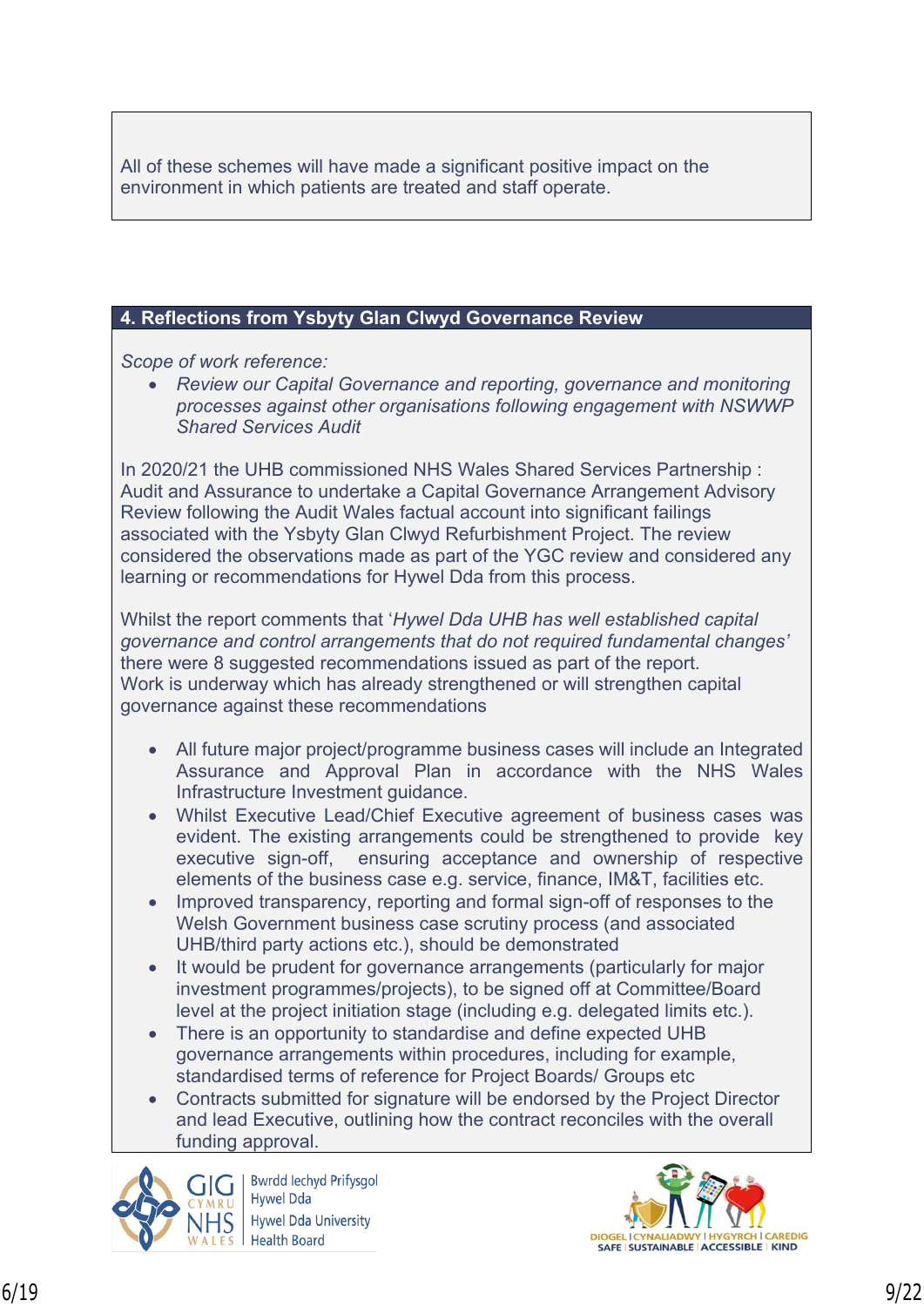All of these schemes will have made a significant positive impact on the environment in which patients are treated and staff operate.

## 4. Reflections from Ysbyty Glan Clwyd Governance Review

*Scope of work reference:*

- *Review our Capital Governance and reporting, governance and monitoring processes against other organisations following engagement with NSWWP Shared Services Audit*

In 2020/21 the UHB commissioned NHS Wales Shared Services Partnership : Audit and Assurance to undertake a Capital Governance Arrangement Advisory Review following the Audit Wales factual account into significant failings associated with the Ysbyty Glan Clwyd Refurbishment Project. The review considered the observations made as part of the YGC review and considered any learning or recommendations for Hywel Dda from this process.

Whilst the report comments that '*Hywel Dda UHB has well established capital governance and control arrangements that do not required fundamental changes*' there were 8 suggested recommendations issued as part of the report.
Work is underway which has already strengthened or will strengthen capital governance against these recommendations

- All future major project/programme business cases will include an Integrated Assurance and Approval Plan in accordance with the NHS Wales Infrastructure Investment guidance.
- Whilst Executive Lead/Chief Executive agreement of business cases was evident. The existing arrangements could be strengthened to provide key executive sign-off, ensuring acceptance and ownership of respective elements of the business case e.g. service, finance, IM&T, facilities etc.
- Improved transparency, reporting and formal sign-off of responses to the Welsh Government business case scrutiny process (and associated UHB/third party actions etc.), should be demonstrated
- It would be prudent for governance arrangements (particularly for major investment programmes/projects), to be signed off at Committee/Board level at the project initiation stage (including e.g. delegated limits etc.).
- There is an opportunity to standardise and define expected UHB governance arrangements within procedures, including for example, standardised terms of reference for Project Boards/ Groups etc
- Contracts submitted for signature will be endorsed by the Project Director and lead Executive, outlining how the contract reconciles with the overall funding approval.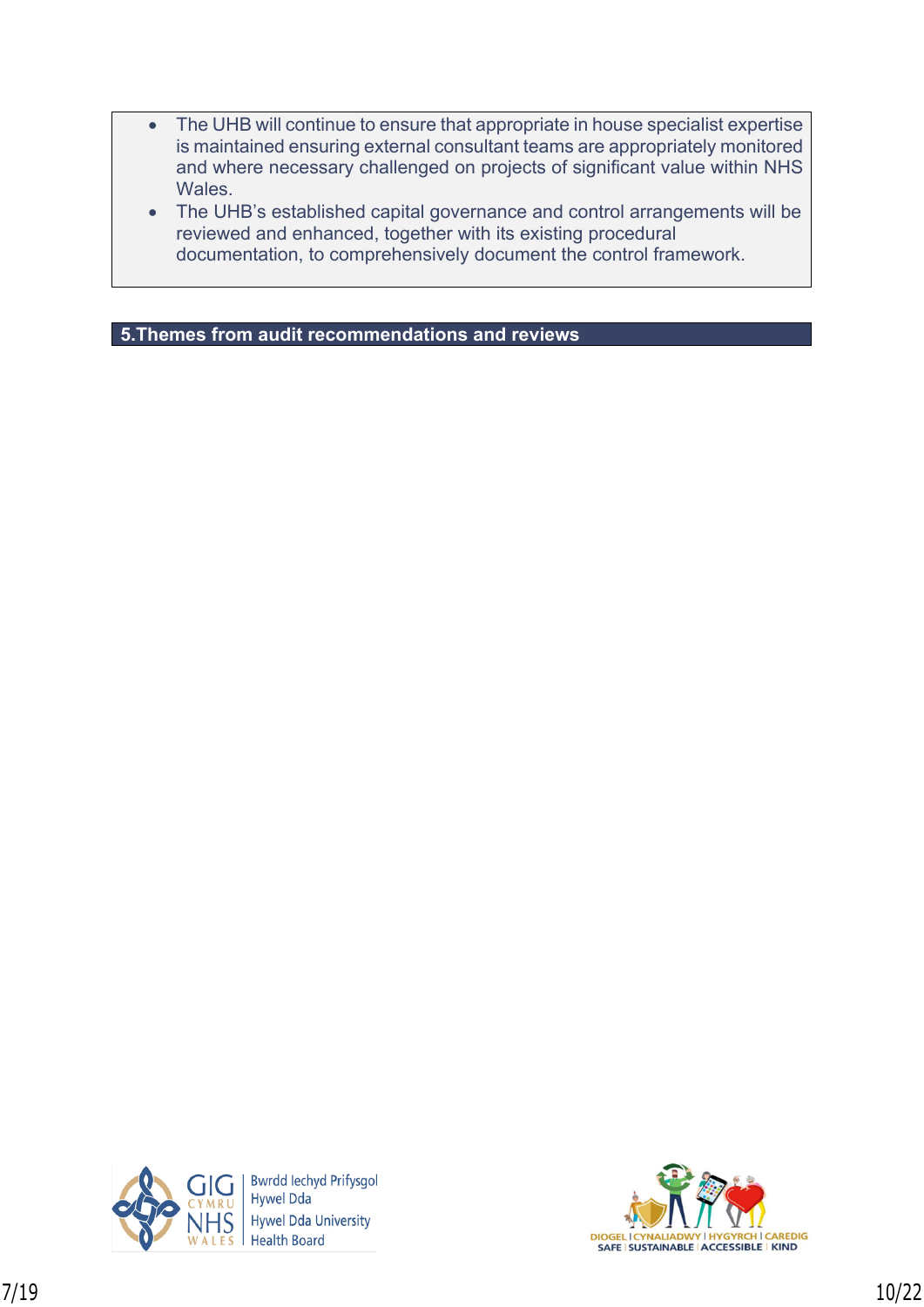- The UHB will continue to ensure that appropriate in house specialist expertise is maintained ensuring external consultant teams are appropriately monitored and where necessary challenged on projects of significant value within NHS Wales.
- The UHB's established capital governance and control arrangements will be reviewed and enhanced, together with its existing procedural documentation, to comprehensively document the control framework.

## 5.Themes from audit recommendations and reviews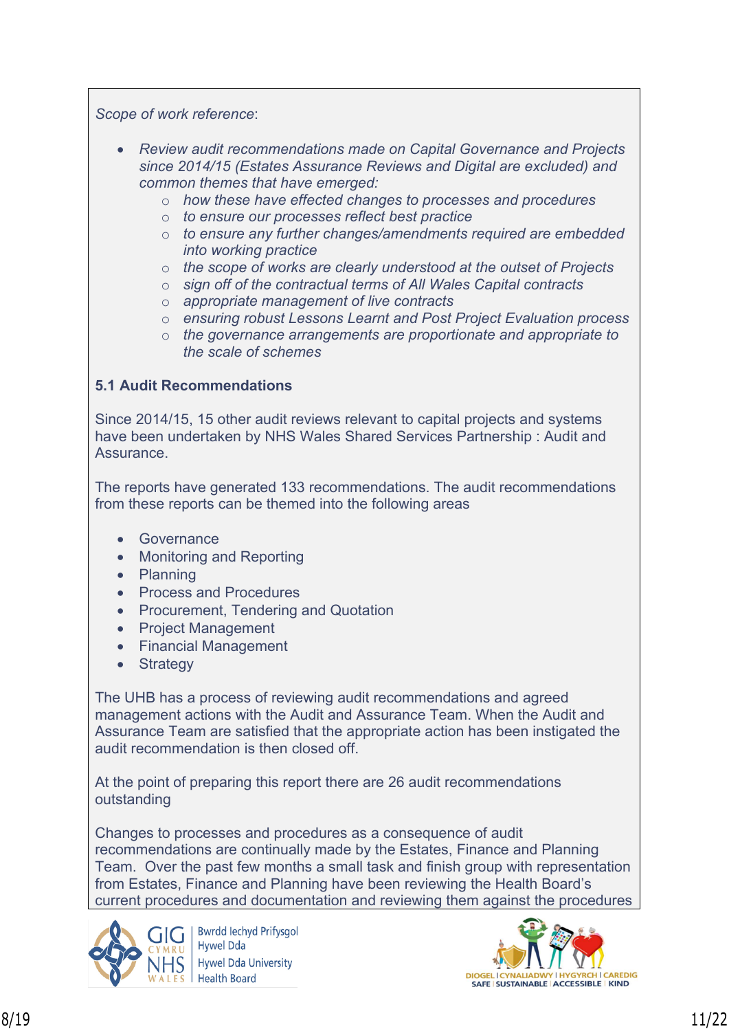*Scope of work reference*:

- *Review audit recommendations made on Capital Governance and Projects since 2014/15 (Estates Assurance Reviews and Digital are excluded) and common themes that have emerged:*
  - *how these have effected changes to processes and procedures*
  - *to ensure our processes reflect best practice*
  - *to ensure any further changes/amendments required are embedded into working practice*
  - *the scope of works are clearly understood at the outset of Projects*
  - *sign off of the contractual terms of All Wales Capital contracts*
  - *appropriate management of live contracts*
  - *ensuring robust Lessons Learnt and Post Project Evaluation process*
  - *the governance arrangements are proportionate and appropriate to the scale of schemes*

**5.1 Audit Recommendations**

Since 2014/15, 15 other audit reviews relevant to capital projects and systems have been undertaken by NHS Wales Shared Services Partnership : Audit and Assurance.

The reports have generated 133 recommendations. The audit recommendations from these reports can be themed into the following areas

- Governance
- Monitoring and Reporting
- Planning
- Process and Procedures
- Procurement, Tendering and Quotation
- Project Management
- Financial Management
- Strategy

The UHB has a process of reviewing audit recommendations and agreed management actions with the Audit and Assurance Team. When the Audit and Assurance Team are satisfied that the appropriate action has been instigated the audit recommendation is then closed off.

At the point of preparing this report there are 26 audit recommendations outstanding

Changes to processes and procedures as a consequence of audit recommendations are continually made by the Estates, Finance and Planning Team. Over the past few months a small task and finish group with representation from Estates, Finance and Planning have been reviewing the Health Board's current procedures and documentation and reviewing them against the procedures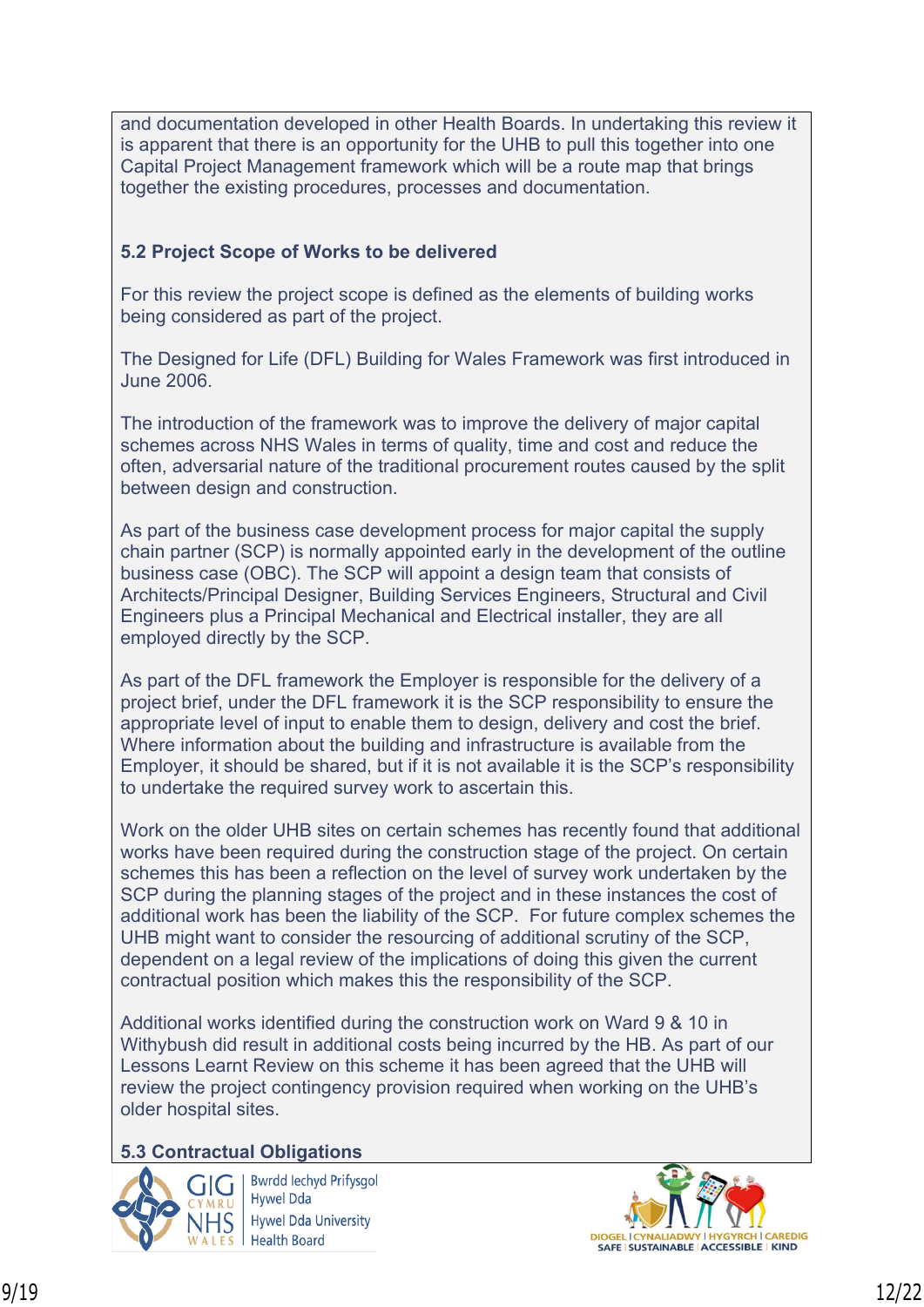and documentation developed in other Health Boards. In undertaking this review it is apparent that there is an opportunity for the UHB to pull this together into one Capital Project Management framework which will be a route map that brings together the existing procedures, processes and documentation.

### 5.2 Project Scope of Works to be delivered

For this review the project scope is defined as the elements of building works being considered as part of the project.

The Designed for Life (DFL) Building for Wales Framework was first introduced in June 2006.

The introduction of the framework was to improve the delivery of major capital schemes across NHS Wales in terms of quality, time and cost and reduce the often, adversarial nature of the traditional procurement routes caused by the split between design and construction.

As part of the business case development process for major capital the supply chain partner (SCP) is normally appointed early in the development of the outline business case (OBC). The SCP will appoint a design team that consists of Architects/Principal Designer, Building Services Engineers, Structural and Civil Engineers plus a Principal Mechanical and Electrical installer, they are all employed directly by the SCP.

As part of the DFL framework the Employer is responsible for the delivery of a project brief, under the DFL framework it is the SCP responsibility to ensure the appropriate level of input to enable them to design, delivery and cost the brief. Where information about the building and infrastructure is available from the Employer, it should be shared, but if it is not available it is the SCP's responsibility to undertake the required survey work to ascertain this.

Work on the older UHB sites on certain schemes has recently found that additional works have been required during the construction stage of the project. On certain schemes this has been a reflection on the level of survey work undertaken by the SCP during the planning stages of the project and in these instances the cost of additional work has been the liability of the SCP. For future complex schemes the UHB might want to consider the resourcing of additional scrutiny of the SCP, dependent on a legal review of the implications of doing this given the current contractual position which makes this the responsibility of the SCP.

Additional works identified during the construction work on Ward 9 & 10 in Withybush did result in additional costs being incurred by the HB. As part of our Lessons Learnt Review on this scheme it has been agreed that the UHB will review the project contingency provision required when working on the UHB's older hospital sites.

### 5.3 Contractual Obligations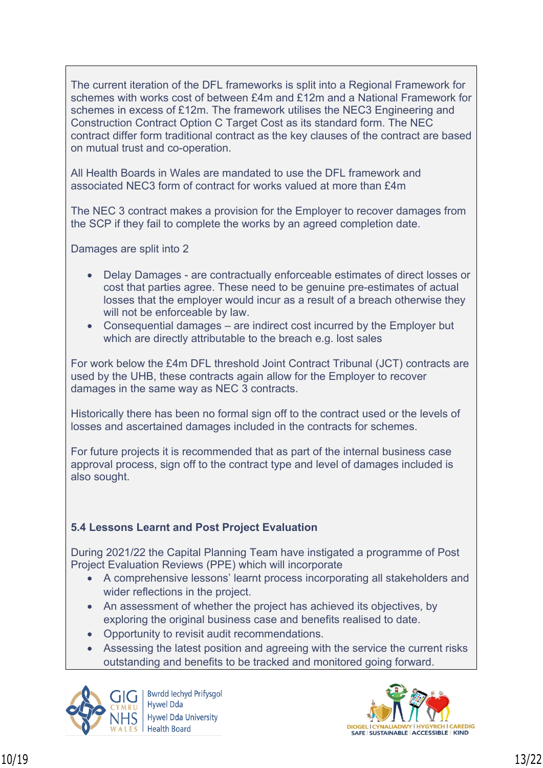The current iteration of the DFL frameworks is split into a Regional Framework for schemes with works cost of between £4m and £12m and a National Framework for schemes in excess of £12m. The framework utilises the NEC3 Engineering and Construction Contract Option C Target Cost as its standard form. The NEC contract differ form traditional contract as the key clauses of the contract are based on mutual trust and co-operation.

All Health Boards in Wales are mandated to use the DFL framework and associated NEC3 form of contract for works valued at more than £4m

The NEC 3 contract makes a provision for the Employer to recover damages from the SCP if they fail to complete the works by an agreed completion date.

Damages are split into 2

- Delay Damages - are contractually enforceable estimates of direct losses or cost that parties agree. These need to be genuine pre-estimates of actual losses that the employer would incur as a result of a breach otherwise they will not be enforceable by law.
- Consequential damages – are indirect cost incurred by the Employer but which are directly attributable to the breach e.g. lost sales

For work below the £4m DFL threshold Joint Contract Tribunal (JCT) contracts are used by the UHB, these contracts again allow for the Employer to recover damages in the same way as NEC 3 contracts.

Historically there has been no formal sign off to the contract used or the levels of losses and ascertained damages included in the contracts for schemes.

For future projects it is recommended that as part of the internal business case approval process, sign off to the contract type and level of damages included is also sought.

**5.4 Lessons Learnt and Post Project Evaluation**

During 2021/22 the Capital Planning Team have instigated a programme of Post Project Evaluation Reviews (PPE) which will incorporate

- A comprehensive lessons' learnt process incorporating all stakeholders and wider reflections in the project.
- An assessment of whether the project has achieved its objectives, by exploring the original business case and benefits realised to date.
- Opportunity to revisit audit recommendations.
- Assessing the latest position and agreeing with the service the current risks outstanding and benefits to be tracked and monitored going forward.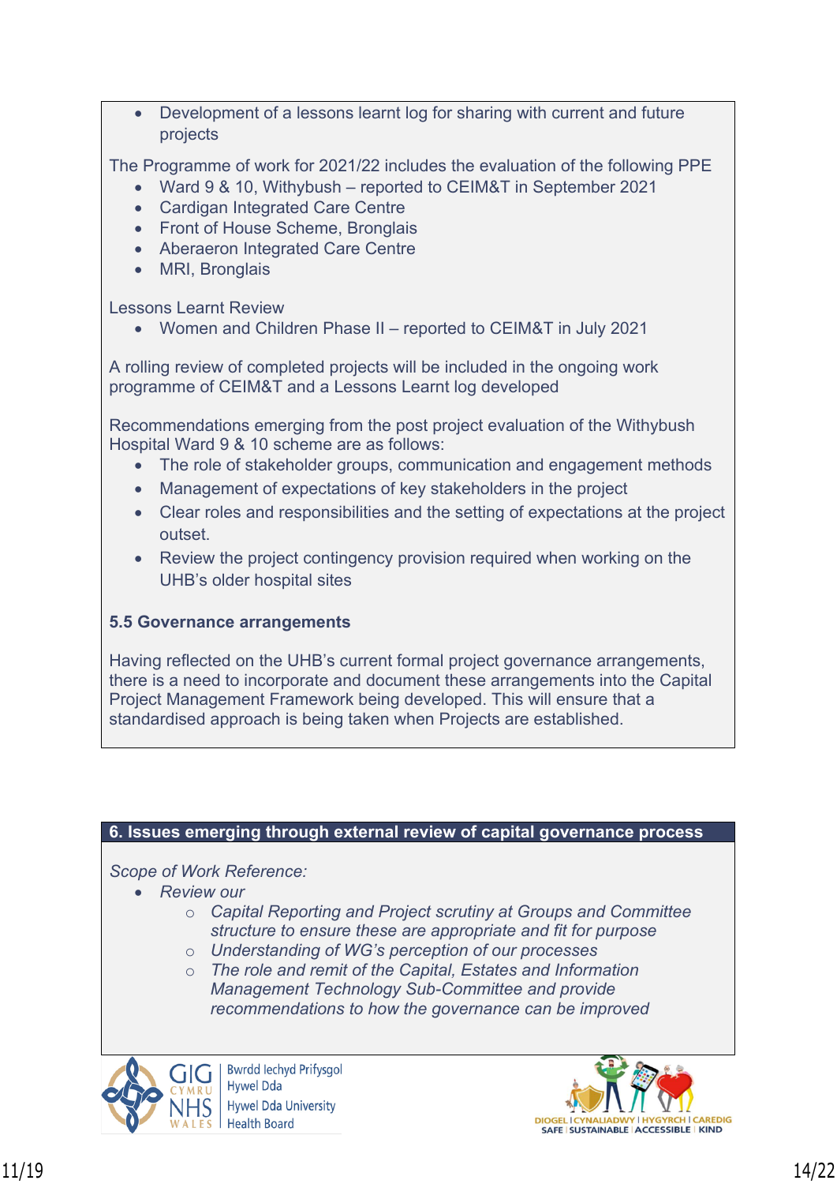- Development of a lessons learnt log for sharing with current and future projects

The Programme of work for 2021/22 includes the evaluation of the following PPE

- Ward 9 & 10, Withybush – reported to CEIM&T in September 2021
- Cardigan Integrated Care Centre
- Front of House Scheme, Bronglais
- Aberaeron Integrated Care Centre
- MRI, Bronglais

Lessons Learnt Review

- Women and Children Phase II – reported to CEIM&T in July 2021

A rolling review of completed projects will be included in the ongoing work programme of CEIM&T and a Lessons Learnt log developed

Recommendations emerging from the post project evaluation of the Withybush Hospital Ward 9 & 10 scheme are as follows:

- The role of stakeholder groups, communication and engagement methods
- Management of expectations of key stakeholders in the project
- Clear roles and responsibilities and the setting of expectations at the project outset.
- Review the project contingency provision required when working on the UHB's older hospital sites

**5.5 Governance arrangements**

Having reflected on the UHB's current formal project governance arrangements, there is a need to incorporate and document these arrangements into the Capital Project Management Framework being developed. This will ensure that a standardised approach is being taken when Projects are established.

## 6. Issues emerging through external review of capital governance process

*Scope of Work Reference:*

- *Review our*
  - *Capital Reporting and Project scrutiny at Groups and Committee structure to ensure these are appropriate and fit for purpose*
  - *Understanding of WG's perception of our processes*
  - *The role and remit of the Capital, Estates and Information Management Technology Sub-Committee and provide recommendations to how the governance can be improved*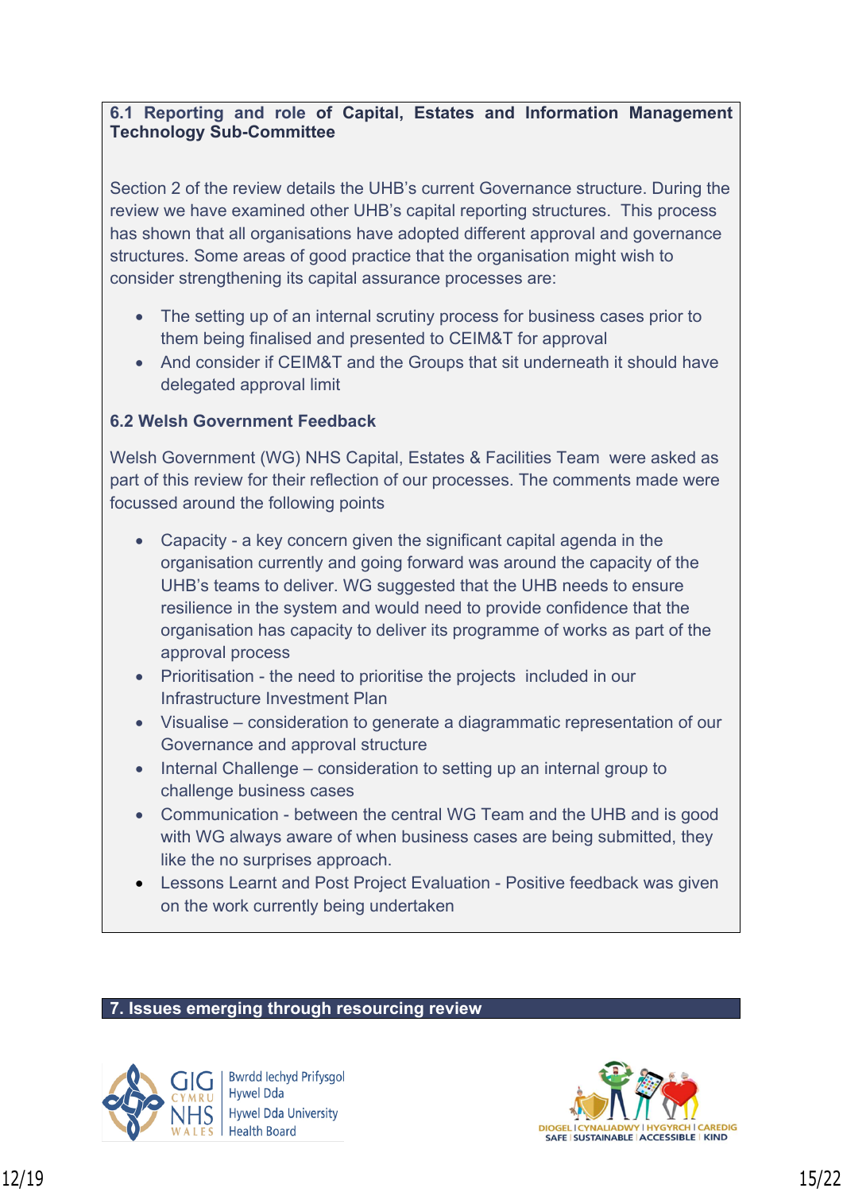### 6.1 Reporting and role of Capital, Estates and Information Management Technology Sub-Committee

Section 2 of the review details the UHB's current Governance structure. During the review we have examined other UHB's capital reporting structures. This process has shown that all organisations have adopted different approval and governance structures. Some areas of good practice that the organisation might wish to consider strengthening its capital assurance processes are:

- The setting up of an internal scrutiny process for business cases prior to them being finalised and presented to CEIM&T for approval
- And consider if CEIM&T and the Groups that sit underneath it should have delegated approval limit

### 6.2 Welsh Government Feedback

Welsh Government (WG) NHS Capital, Estates & Facilities Team were asked as part of this review for their reflection of our processes. The comments made were focussed around the following points

- Capacity - a key concern given the significant capital agenda in the organisation currently and going forward was around the capacity of the UHB's teams to deliver. WG suggested that the UHB needs to ensure resilience in the system and would need to provide confidence that the organisation has capacity to deliver its programme of works as part of the approval process
- Prioritisation - the need to prioritise the projects included in our Infrastructure Investment Plan
- Visualise – consideration to generate a diagrammatic representation of our Governance and approval structure
- Internal Challenge – consideration to setting up an internal group to challenge business cases
- Communication - between the central WG Team and the UHB and is good with WG always aware of when business cases are being submitted, they like the no surprises approach.
- Lessons Learnt and Post Project Evaluation - Positive feedback was given on the work currently being undertaken

## 7. Issues emerging through resourcing review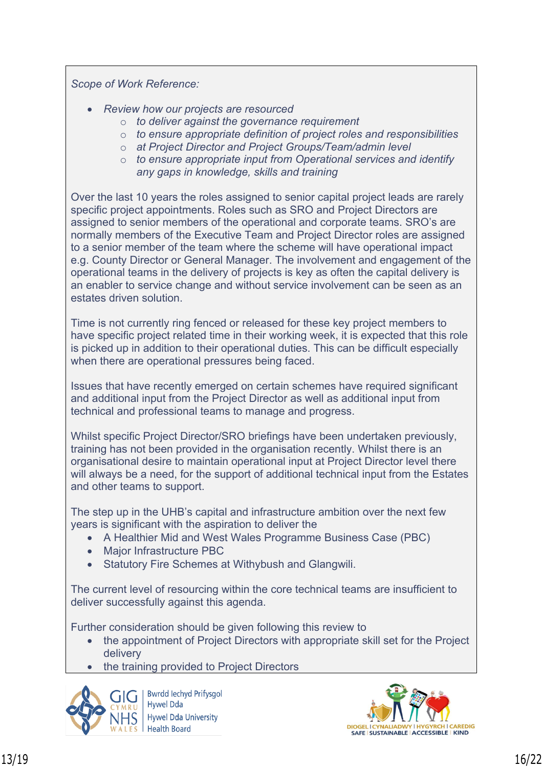*Scope of Work Reference:*

- *Review how our projects are resourced*
  - *to deliver against the governance requirement*
  - *to ensure appropriate definition of project roles and responsibilities*
  - *at Project Director and Project Groups/Team/admin level*
  - *to ensure appropriate input from Operational services and identify any gaps in knowledge, skills and training*

Over the last 10 years the roles assigned to senior capital project leads are rarely specific project appointments. Roles such as SRO and Project Directors are assigned to senior members of the operational and corporate teams. SRO's are normally members of the Executive Team and Project Director roles are assigned to a senior member of the team where the scheme will have operational impact e.g. County Director or General Manager. The involvement and engagement of the operational teams in the delivery of projects is key as often the capital delivery is an enabler to service change and without service involvement can be seen as an estates driven solution.

Time is not currently ring fenced or released for these key project members to have specific project related time in their working week, it is expected that this role is picked up in addition to their operational duties. This can be difficult especially when there are operational pressures being faced.

Issues that have recently emerged on certain schemes have required significant and additional input from the Project Director as well as additional input from technical and professional teams to manage and progress.

Whilst specific Project Director/SRO briefings have been undertaken previously, training has not been provided in the organisation recently. Whilst there is an organisational desire to maintain operational input at Project Director level there will always be a need, for the support of additional technical input from the Estates and other teams to support.

The step up in the UHB's capital and infrastructure ambition over the next few years is significant with the aspiration to deliver the

- A Healthier Mid and West Wales Programme Business Case (PBC)
- Major Infrastructure PBC
- Statutory Fire Schemes at Withybush and Glangwili.

The current level of resourcing within the core technical teams are insufficient to deliver successfully against this agenda.

Further consideration should be given following this review to

- the appointment of Project Directors with appropriate skill set for the Project delivery
- the training provided to Project Directors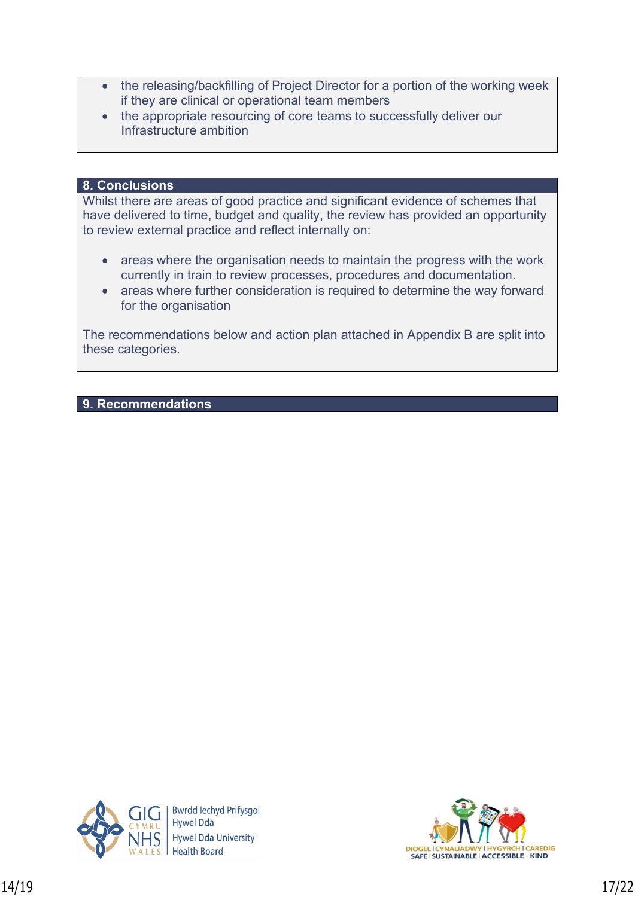- the releasing/backfilling of Project Director for a portion of the working week if they are clinical or operational team members
- the appropriate resourcing of core teams to successfully deliver our Infrastructure ambition

## 8. Conclusions

Whilst there are areas of good practice and significant evidence of schemes that have delivered to time, budget and quality, the review has provided an opportunity to review external practice and reflect internally on:

- areas where the organisation needs to maintain the progress with the work currently in train to review processes, procedures and documentation.
- areas where further consideration is required to determine the way forward for the organisation

The recommendations below and action plan attached in Appendix B are split into these categories.

## 9. Recommendations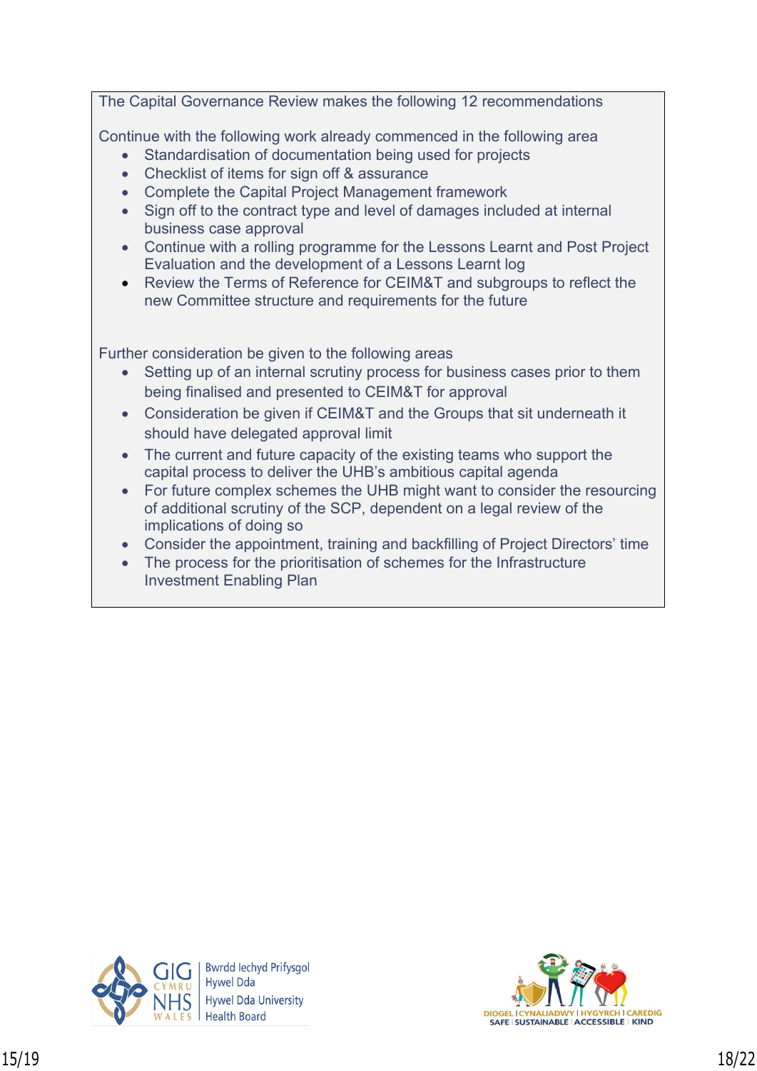The Capital Governance Review makes the following 12 recommendations

Continue with the following work already commenced in the following area

- Standardisation of documentation being used for projects
- Checklist of items for sign off & assurance
- Complete the Capital Project Management framework
- Sign off to the contract type and level of damages included at internal business case approval
- Continue with a rolling programme for the Lessons Learnt and Post Project Evaluation and the development of a Lessons Learnt log
- Review the Terms of Reference for CEIM&T and subgroups to reflect the new Committee structure and requirements for the future

Further consideration be given to the following areas

- Setting up of an internal scrutiny process for business cases prior to them being finalised and presented to CEIM&T for approval
- Consideration be given if CEIM&T and the Groups that sit underneath it should have delegated approval limit
- The current and future capacity of the existing teams who support the capital process to deliver the UHB's ambitious capital agenda
- For future complex schemes the UHB might want to consider the resourcing of additional scrutiny of the SCP, dependent on a legal review of the implications of doing so
- Consider the appointment, training and backfilling of Project Directors' time
- The process for the prioritisation of schemes for the Infrastructure Investment Enabling Plan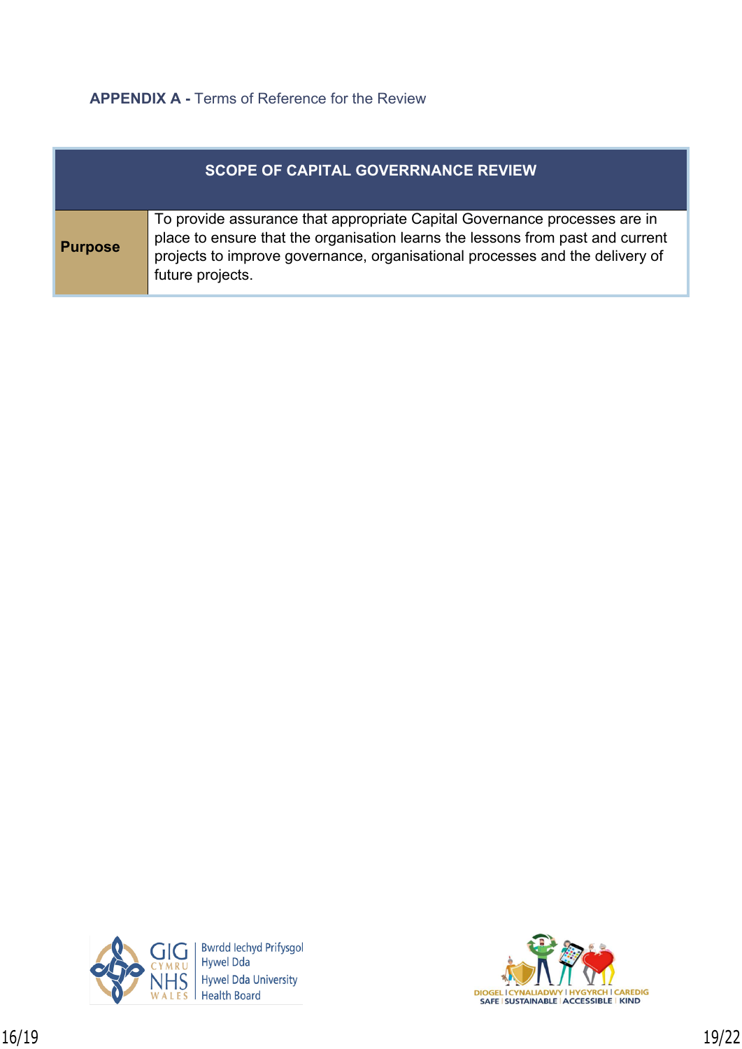**APPENDIX A -** Terms of Reference for the Review

| SCOPE OF CAPITAL GOVERRNANCE REVIEW | |
|---|---|
| **Purpose** | To provide assurance that appropriate Capital Governance processes are in place to ensure that the organisation learns the lessons from past and current projects to improve governance, organisational processes and the delivery of future projects. |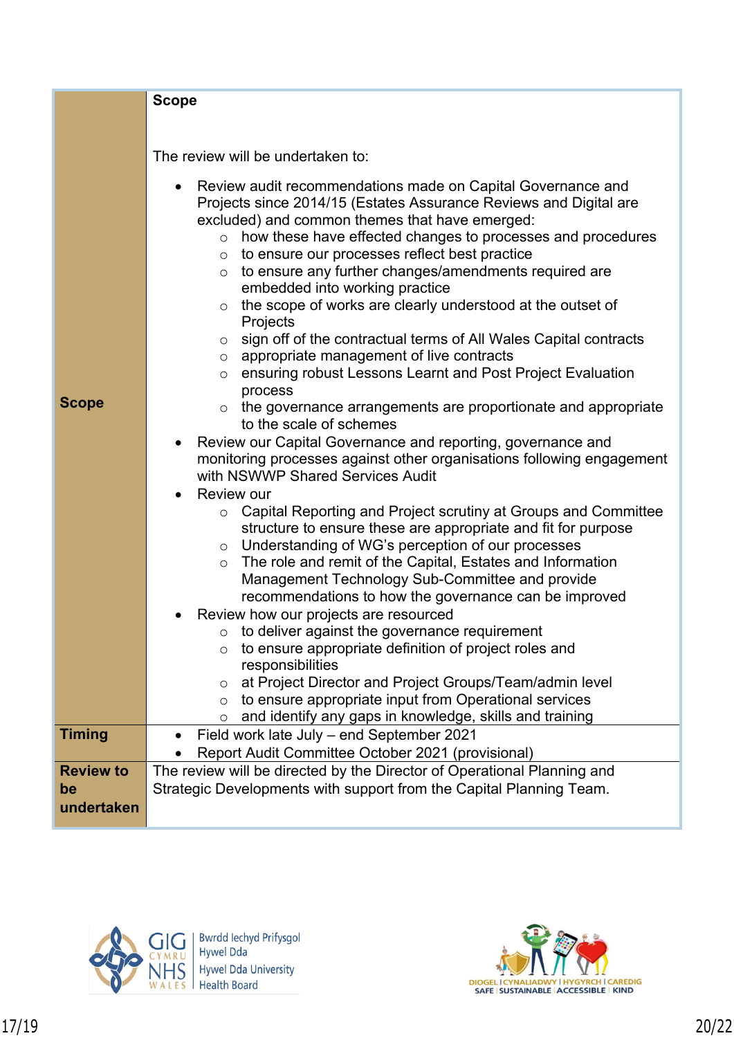| Scope | **Scope**<br><br>The review will be undertaken to:<br><ul><li>Review audit recommendations made on Capital Governance and Projects since 2014/15 (Estates Assurance Reviews and Digital are excluded) and common themes that have emerged:<ul><li>how these have effected changes to processes and procedures</li><li>to ensure our processes reflect best practice</li><li>to ensure any further changes/amendments required are embedded into working practice</li><li>the scope of works are clearly understood at the outset of Projects</li><li>sign off of the contractual terms of All Wales Capital contracts</li><li>appropriate management of live contracts</li><li>ensuring robust Lessons Learnt and Post Project Evaluation process</li><li>the governance arrangements are proportionate and appropriate to the scale of schemes</li></ul></li><li>Review our Capital Governance and reporting, governance and monitoring processes against other organisations following engagement with NSWWP Shared Services Audit</li><li>Review our<ul><li>Capital Reporting and Project scrutiny at Groups and Committee structure to ensure these are appropriate and fit for purpose</li><li>Understanding of WG's perception of our processes</li><li>The role and remit of the Capital, Estates and Information Management Technology Sub-Committee and provide recommendations to how the governance can be improved</li></ul></li><li>Review how our projects are resourced<ul><li>to deliver against the governance requirement</li><li>to ensure appropriate definition of project roles and responsibilities</li><li>at Project Director and Project Groups/Team/admin level</li><li>to ensure appropriate input from Operational services</li><li>and identify any gaps in knowledge, skills and training</li></ul></li></ul> |
|---|---|
| Timing | <ul><li>Field work late July – end September 2021</li><li>Report Audit Committee October 2021 (provisional)</li></ul> |
| Review to be undertaken | The review will be directed by the Director of Operational Planning and Strategic Developments with support from the Capital Planning Team. |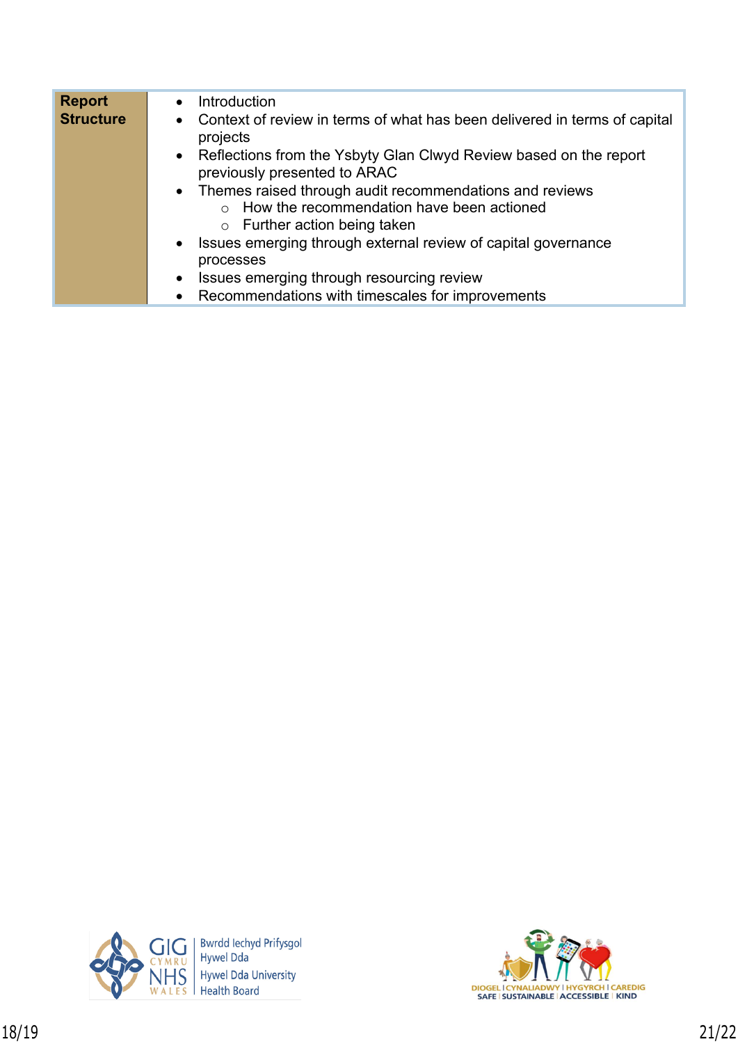| Report Structure | • Introduction<br>• Context of review in terms of what has been delivered in terms of capital projects<br>• Reflections from the Ysbyty Glan Clwyd Review based on the report previously presented to ARAC<br>• Themes raised through audit recommendations and reviews<br>  ○ How the recommendation have been actioned<br>  ○ Further action being taken<br>• Issues emerging through external review of capital governance processes<br>• Issues emerging through resourcing review<br>• Recommendations with timescales for improvements |
|---|---|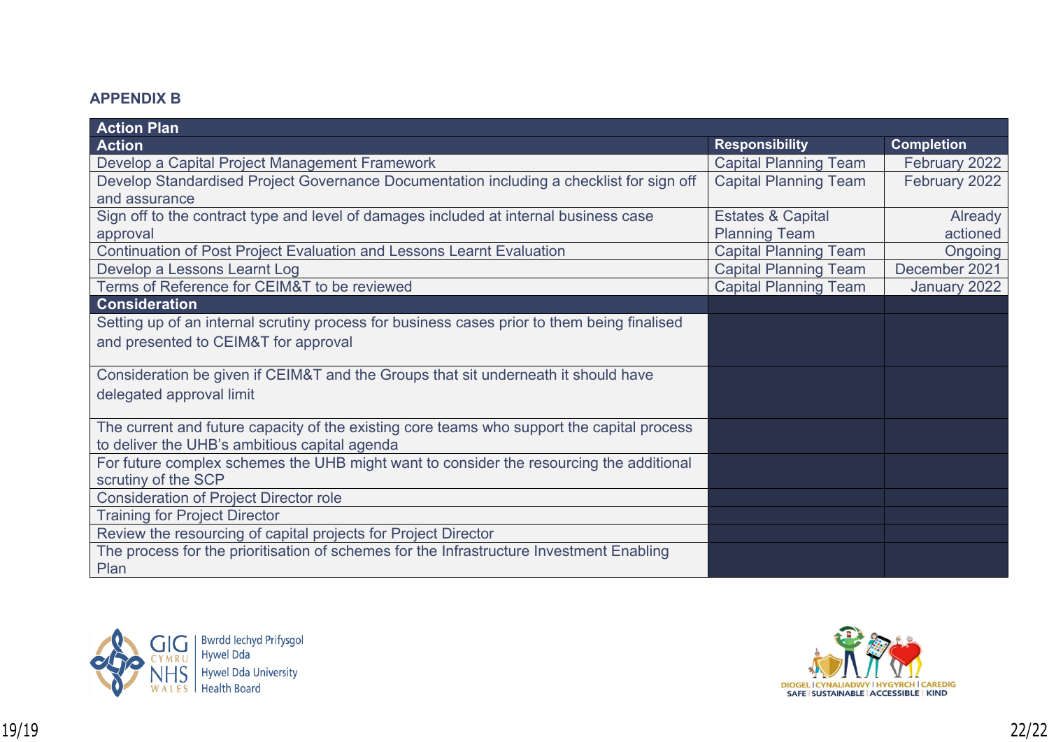## APPENDIX B

| Action Plan | | |
|---|---|---|
| **Action** | **Responsibility** | **Completion** |
| Develop a Capital Project Management Framework | Capital Planning Team | February 2022 |
| Develop Standardised Project Governance Documentation including a checklist for sign off and assurance | Capital Planning Team | February 2022 |
| Sign off to the contract type and level of damages included at internal business case approval | Estates & Capital Planning Team | Already actioned |
| Continuation of Post Project Evaluation and Lessons Learnt Evaluation | Capital Planning Team | Ongoing |
| Develop a Lessons Learnt Log | Capital Planning Team | December 2021 |
| Terms of Reference for CEIM&T to be reviewed | Capital Planning Team | January 2022 |
| **Consideration** | | |
| Setting up of an internal scrutiny process for business cases prior to them being finalised and presented to CEIM&T for approval | | |
| Consideration be given if CEIM&T and the Groups that sit underneath it should have delegated approval limit | | |
| The current and future capacity of the existing core teams who support the capital process to deliver the UHB's ambitious capital agenda | | |
| For future complex schemes the UHB might want to consider the resourcing the additional scrutiny of the SCP | | |
| Consideration of Project Director role | | |
| Training for Project Director | | |
| Review the resourcing of capital projects for Project Director | | |
| The process for the prioritisation of schemes for the Infrastructure Investment Enabling Plan | | |